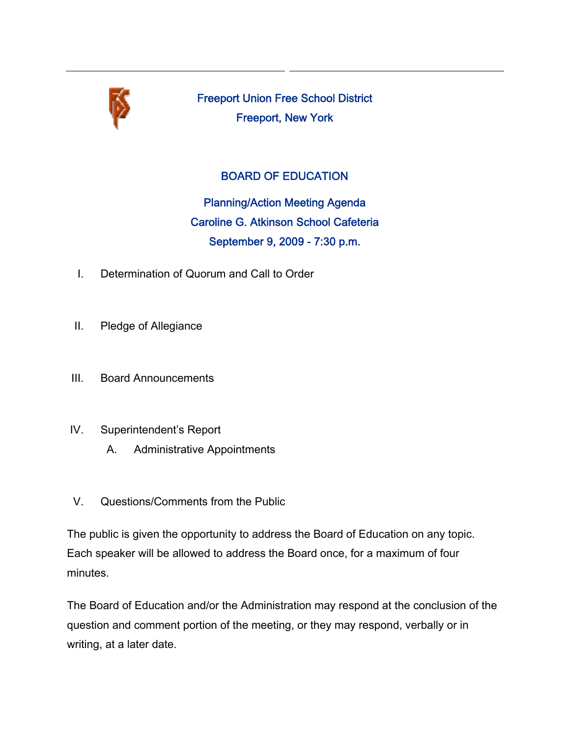# Freeport Union Free School District

## Freeport, New York

## BOARD OF EDUCATION

### Planning/Action Meeting Agenda
### Caroline G. Atkinson School Cafeteria
### September 9, 2009 - 7:30 p.m.

I. Determination of Quorum and Call to Order

II. Pledge of Allegiance

III. Board Announcements

IV. Superintendent's Report
   - A. Administrative Appointments

V. Questions/Comments from the Public

The public is given the opportunity to address the Board of Education on any topic. Each speaker will be allowed to address the Board once, for a maximum of four minutes.

The Board of Education and/or the Administration may respond at the conclusion of the question and comment portion of the meeting, or they may respond, verbally or in writing, at a later date.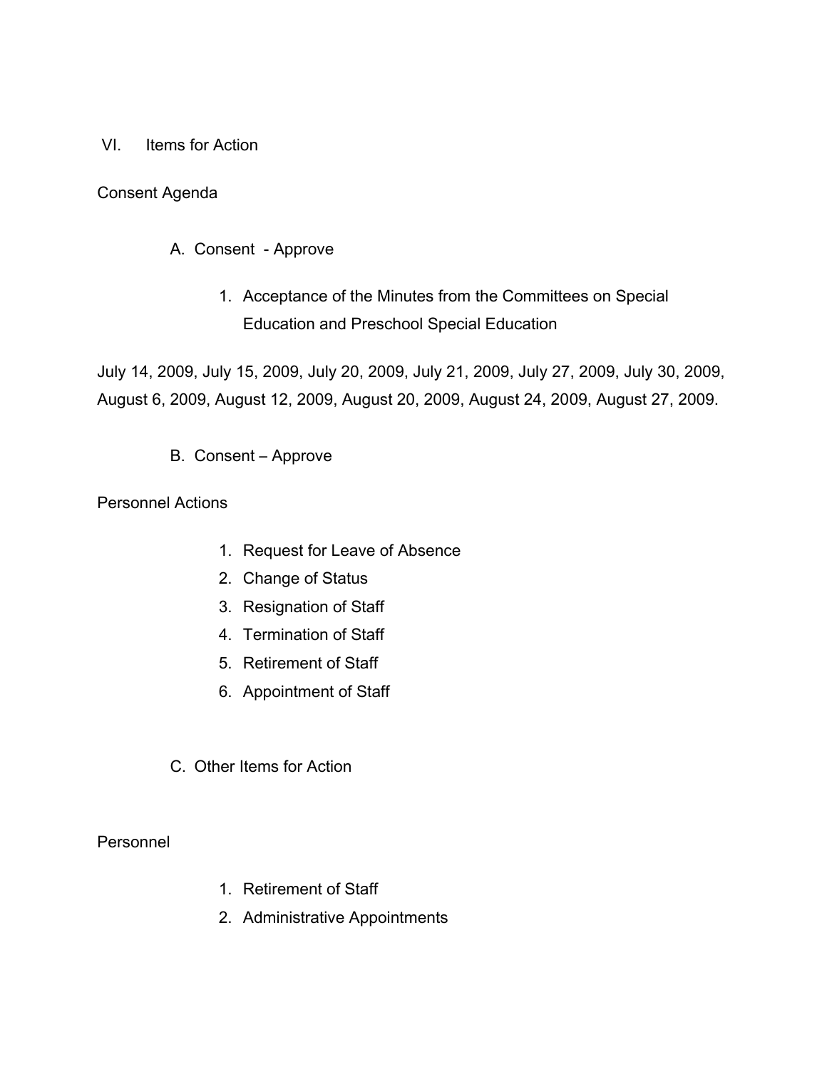## VI. Items for Action

Consent Agenda

A. Consent - Approve

1. Acceptance of the Minutes from the Committees on Special Education and Preschool Special Education

July 14, 2009, July 15, 2009, July 20, 2009, July 21, 2009, July 27, 2009, July 30, 2009, August 6, 2009, August 12, 2009, August 20, 2009, August 24, 2009, August 27, 2009.

B. Consent – Approve

Personnel Actions

1. Request for Leave of Absence
2. Change of Status
3. Resignation of Staff
4. Termination of Staff
5. Retirement of Staff
6. Appointment of Staff

C. Other Items for Action

Personnel

1. Retirement of Staff
2. Administrative Appointments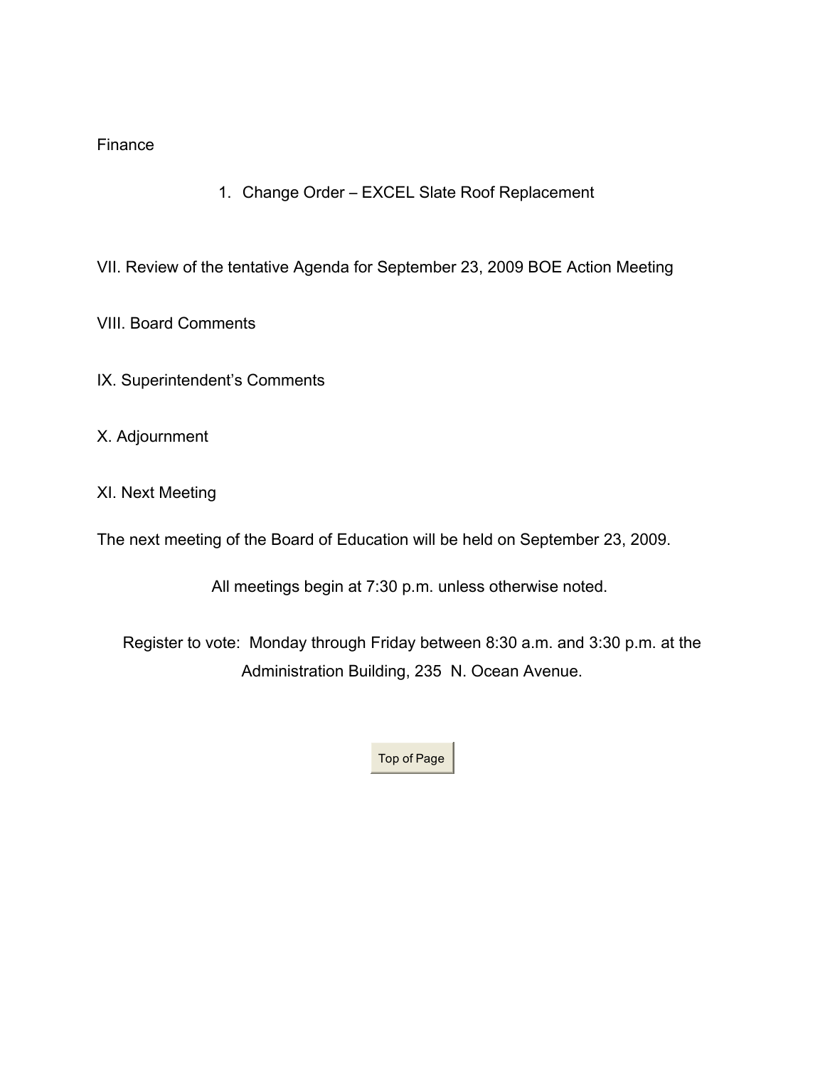Finance

1. Change Order – EXCEL Slate Roof Replacement

VII. Review of the tentative Agenda for September 23, 2009 BOE Action Meeting

VIII. Board Comments

IX. Superintendent's Comments

X. Adjournment

XI. Next Meeting

The next meeting of the Board of Education will be held on September 23, 2009.

All meetings begin at 7:30 p.m. unless otherwise noted.

Register to vote: Monday through Friday between 8:30 a.m. and 3:30 p.m. at the Administration Building, 235 N. Ocean Avenue.

Top of Page